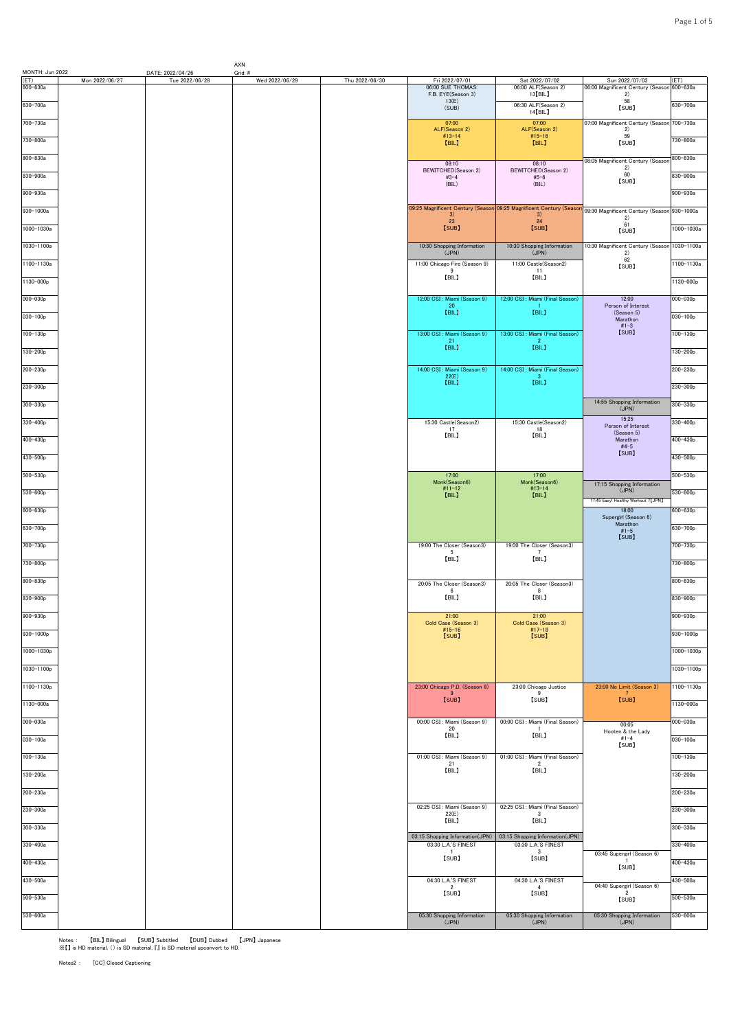MONTH: Jun 2022 | DATE: 2022/04/26 | AXN | Grid: #

| (ET) | Mon 2022/06/27 | Tue 2022/06/28 | Wed 2022/06/29 | Thu 2022/06/30 | Fri 2022/07/01 | Sat 2022/07/02 | Sun 2022/07/03 | (ET) |
|---|---|---|---|---|---|---|---|---|
| 600-630a | | | | | 06:00 SUE THOMAS: F.B. EYE(Season 3) 13(E) (SUB) | 06:00 ALF(Season 2) 13【BIL】 | 06:00 Magnificent Century (Season 2) 58【SUB】 | 600-630a |
| 630-700a | | | | | | 06:30 ALF(Season 2) 14【BIL】 | | 630-700a |
| 700-730a | | | | | 07:00 ALF(Season 2) #13-14【BIL】 | 07:00 ALF(Season 2) #15-16【BIL】 | 07:00 Magnificent Century (Season 2) 59【SUB】 | 700-730a |
| 730-800a | | | | | | | | 730-800a |
| 800-830a | | | | | 08:10 BEWITCHED(Season 2) #3-4 (BIL) | 08:10 BEWITCHED(Season 2) #5-6 (BIL) | 08:05 Magnificent Century (Season 2) 60【SUB】 | 800-830a |
| 830-900a | | | | | | | | 830-900a |
| 900-930a | | | | | | | | 900-930a |
| 930-1000a | | | | | 09:25 Magnificent Century (Season 3) 23【SUB】 | 09:25 Magnificent Century (Season 3) 24【SUB】 | 09:30 Magnificent Century (Season 2) 61【SUB】 | 930-1000a |
| 1000-1030a | | | | | | | | 1000-1030a |
| 1030-1100a | | | | | 10:30 Shopping Information (JPN) | 10:30 Shopping Information (JPN) | 10:30 Magnificent Century (Season 2) 62【SUB】 | 1030-1100a |
| 1100-1130a | | | | | 11:00 Chicago Fire (Season 9) 9【BIL】 | 11:00 Castle(Season2) 11【BIL】 | | 1100-1130a |
| 1130-000p | | | | | | | | 1130-000p |
| 000-030p | | | | | 12:00 CSI : Miami (Season 9) 20【BIL】 | 12:00 CSI : Miami (Final Season) 1【BIL】 | 12:00 Person of Interest (Season 5) Marathon #1-3【SUB】 | 000-030p |
| 030-100p | | | | | | | | 030-100p |
| 100-130p | | | | | 13:00 CSI : Miami (Season 9) 21【BIL】 | 13:00 CSI : Miami (Final Season) 2【BIL】 | | 100-130p |
| 130-200p | | | | | | | | 130-200p |
| 200-230p | | | | | 14:00 CSI : Miami (Season 9) 22(E)【BIL】 | 14:00 CSI : Miami (Final Season) 3【BIL】 | | 200-230p |
| 230-300p | | | | | | | | 230-300p |
| 300-330p | | | | | | | 14:55 Shopping Information (JPN) | 300-330p |
| 330-400p | | | | | 15:30 Castle(Season2) 17【BIL】 | 15:30 Castle(Season2) 18【BIL】 | 15:25 Person of Interest (Season 5) Marathon #4-5【SUB】 | 330-400p |
| 400-430p | | | | | | | | 400-430p |
| 430-500p | | | | | | | | 430-500p |
| 500-530p | | | | | 17:00 Monk(Season6) #11-12【BIL】 | 17:00 Monk(Season6) #13-14【BIL】 | | 500-530p |
| 530-600p | | | | | | | 17:15 Shopping Information (JPN) / 17:45 Easy! Healthy Workout 7【JPN】 | 530-600p |
| 600-630p | | | | | | | 18:00 Supergirl (Season 6) Marathon #1-5【SUB】 | 600-630p |
| 630-700p | | | | | | | | 630-700p |
| 700-730p | | | | | 19:00 The Closer (Season3) 5【BIL】 | 19:00 The Closer (Season3) 7【BIL】 | | 700-730p |
| 730-800p | | | | | | | | 730-800p |
| 800-830p | | | | | 20:05 The Closer (Season3) 6【BIL】 | 20:05 The Closer (Season3) 8【BIL】 | | 800-830p |
| 830-900p | | | | | | | | 830-900p |
| 900-930p | | | | | 21:00 Cold Case (Season 3) #15-16【SUB】 | 21:00 Cold Case (Season 3) #17-18【SUB】 | | 900-930p |
| 930-1000p | | | | | | | | 930-1000p |
| 1000-1030p | | | | | | | | 1000-1030p |
| 1030-1100p | | | | | | | | 1030-1100p |
| 1100-1130p | | | | | 23:00 Chicago P.D. (Season 8) 9【SUB】 | 23:00 Chicago Justice 9【SUB】 | 23:00 No Limit (Season 3) 7【SUB】 | 1100-1130p |
| 1130-000a | | | | | | | | 1130-000a |
| 000-030a | | | | | 00:00 CSI : Miami (Season 9) 20【BIL】 | 00:00 CSI : Miami (Final Season) 1【BIL】 | 00:05 Hooten & the Lady #1-4【SUB】 | 000-030a |
| 030-100a | | | | | | | | 030-100a |
| 100-130a | | | | | 01:00 CSI : Miami (Season 9) 21【BIL】 | 01:00 CSI : Miami (Final Season) 2【BIL】 | | 100-130a |
| 130-200a | | | | | | | | 130-200a |
| 200-230a | | | | | | | | 200-230a |
| 230-300a | | | | | 02:25 CSI : Miami (Season 9) 22(E)【BIL】 | 02:25 CSI : Miami (Final Season) 3【BIL】 | | 230-300a |
| 300-330a | | | | | 03:15 Shopping Information(JPN) | 03:15 Shopping Information(JPN) | | 300-330a |
| 330-400a | | | | | 03:30 L.A.'S FINEST 1【SUB】 | 03:30 L.A.'S FINEST 3【SUB】 | 03:45 Supergirl (Season 6) 1【SUB】 | 330-400a |
| 400-430a | | | | | | | | 400-430a |
| 430-500a | | | | | 04:30 L.A.'S FINEST 2【SUB】 | 04:30 L.A.'S FINEST 4【SUB】 | 04:40 Supergirl (Season 6) 2【SUB】 | 430-500a |
| 500-530a | | | | | | | | 500-530a |
| 530-600a | | | | | 05:30 Shopping Information (JPN) | 05:30 Shopping Information (JPN) | 05:30 Shopping Information (JPN) | 530-600a |

Notes : 【BIL】Bilingual 【SUB】Subtitled 【DUB】Dubbed 【JPN】Japanese
※【】 is HD material, () is SD material, 『』 is SD material upconvert to HD.

Notes2 : [CC] Closed Captioning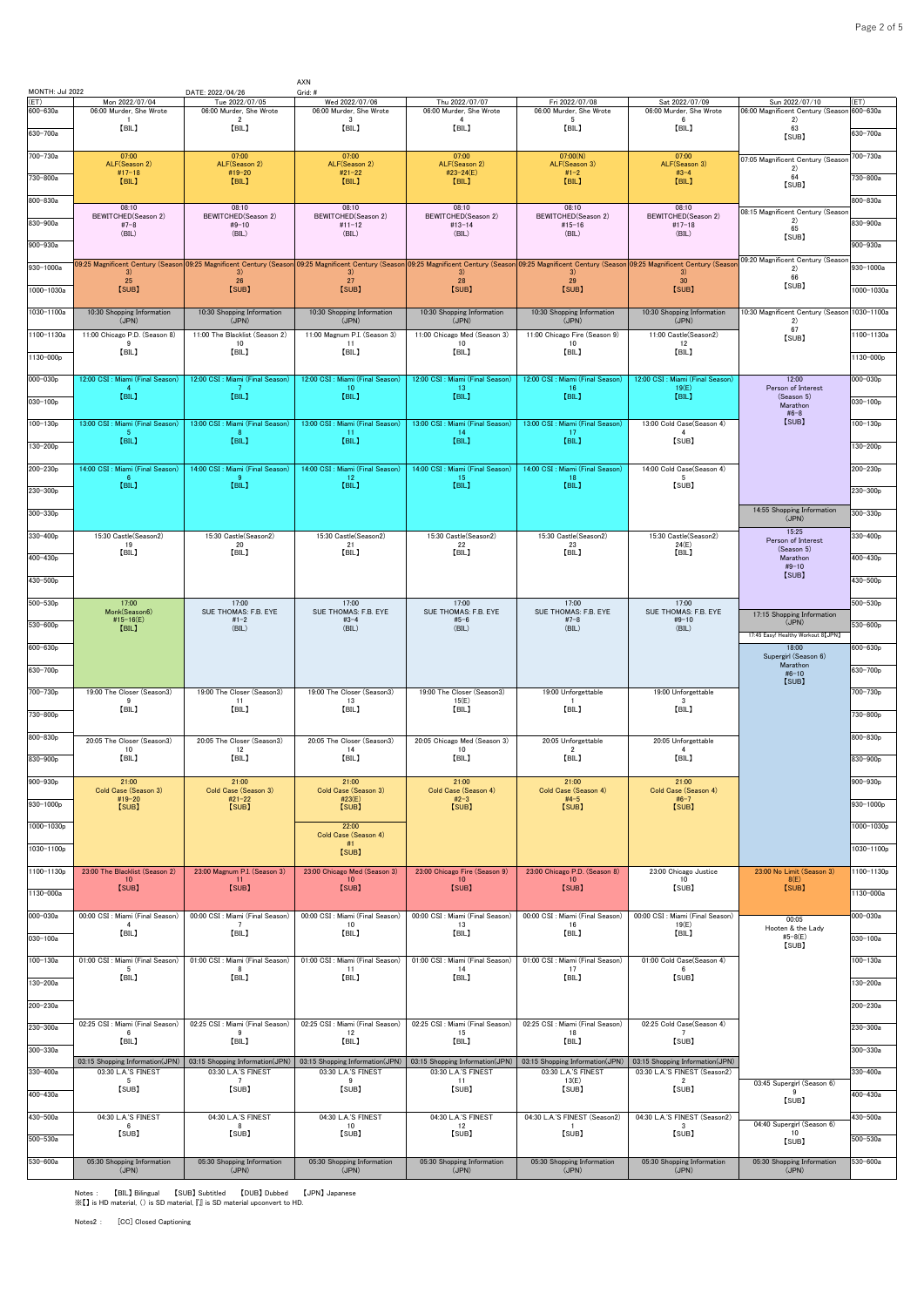MONTH: Jul 2022 　 DATE: 2022/04/26 　 AXN Grid: #

| (ET) | Mon 2022/07/04 | Tue 2022/07/05 | Wed 2022/07/06 | Thu 2022/07/07 | Fri 2022/07/08 | Sat 2022/07/09 | Sun 2022/07/10 | (ET) |
|---|---|---|---|---|---|---|---|---|
| 600~630a | 06:00 Murder, She Wrote 1 【BIL】 | 06:00 Murder, She Wrote 2 【BIL】 | 06:00 Murder, She Wrote 3 【BIL】 | 06:00 Murder, She Wrote 4 【BIL】 | 06:00 Murder, She Wrote 5 【BIL】 | 06:00 Murder, She Wrote 6 【BIL】 | 06:00 Magnificent Century (Season 2) 63 【SUB】 | 600~630a |
| 630~700a | | | | | | | | 630~700a |
| 700~730a | 07:00 ALF(Season 2) #17-18 【BIL】 | 07:00 ALF(Season 2) #19-20 【BIL】 | 07:00 ALF(Season 2) #21-22 【BIL】 | 07:00 ALF(Season 2) #23-24(E) 【BIL】 | 07:00(N) ALF(Season 3) #1-2 【BIL】 | 07:00 ALF(Season 3) #3-4 【BIL】 | 07:05 Magnificent Century (Season 2) 64 【SUB】 | 700~730a |
| 730~800a | | | | | | | | 730~800a |
| 800~830a | 08:10 BEWITCHED(Season 2) #7-8 (BIL) | 08:10 BEWITCHED(Season 2) #9-10 (BIL) | 08:10 BEWITCHED(Season 2) #11-12 (BIL) | 08:10 BEWITCHED(Season 2) #13-14 (BIL) | 08:10 BEWITCHED(Season 2) #15-16 (BIL) | 08:10 BEWITCHED(Season 2) #17-18 (BIL) | 08:15 Magnificent Century (Season 2) 65 【SUB】 | 800~830a |
| 830~900a | | | | | | | | 830~900a |
| 900~930a | | | | | | | 09:20 Magnificent Century (Season 2) 66 【SUB】 | 900~930a |
| 930~1000a | 09:25 Magnificent Century (Season 3) 25 【SUB】 | 09:25 Magnificent Century (Season 3) 26 【SUB】 | 09:25 Magnificent Century (Season 3) 27 【SUB】 | 09:25 Magnificent Century (Season 3) 28 【SUB】 | 09:25 Magnificent Century (Season 3) 29 【SUB】 | 09:25 Magnificent Century (Season 3) 30 【SUB】 | | 930~1000a |
| 1000~1030a | | | | | | | | 1000~1030a |
| 1030~1100a | 10:30 Shopping Information (JPN) | 10:30 Shopping Information (JPN) | 10:30 Shopping Information (JPN) | 10:30 Shopping Information (JPN) | 10:30 Shopping Information (JPN) | 10:30 Shopping Information (JPN) | 10:30 Magnificent Century (Season 2) 67 【SUB】 | 1030~1100a |
| 1100~1130a | 11:00 Chicago P.D. (Season 8) 9 【BIL】 | 11:00 The Blacklist (Season 2) 10 【BIL】 | 11:00 Magnum P.I. (Season 3) 11 【BIL】 | 11:00 Chicago Med (Season 3) 10 【BIL】 | 11:00 Chicago Fire (Season 9) 10 【BIL】 | 11:00 Castle(Season2) 12 【BIL】 | | 1100~1130a |
| 1130~000p | | | | | | | | 1130~000p |
| 000~030p | 12:00 CSI : Miami (Final Season) 4 【BIL】 | 12:00 CSI : Miami (Final Season) 7 【BIL】 | 12:00 CSI : Miami (Final Season) 10 【BIL】 | 12:00 CSI : Miami (Final Season) 13 【BIL】 | 12:00 CSI : Miami (Final Season) 16 【BIL】 | 12:00 CSI : Miami (Final Season) 19(E) 【BIL】 | 12:00 Person of Interest (Season 5) Marathon #6-8 【SUB】 | 000~030p |
| 030~100p | | | | | | | | 030~100p |
| 100~130p | 13:00 CSI : Miami (Final Season) 5 【BIL】 | 13:00 CSI : Miami (Final Season) 8 【BIL】 | 13:00 CSI : Miami (Final Season) 11 【BIL】 | 13:00 CSI : Miami (Final Season) 14 【BIL】 | 13:00 CSI : Miami (Final Season) 17 【BIL】 | 13:00 Cold Case(Season 4) 4 【SUB】 | | 100~130p |
| 130~200p | | | | | | | | 130~200p |
| 200~230p | 14:00 CSI : Miami (Final Season) 6 【BIL】 | 14:00 CSI : Miami (Final Season) 9 【BIL】 | 14:00 CSI : Miami (Final Season) 12 【BIL】 | 14:00 CSI : Miami (Final Season) 15 【BIL】 | 14:00 CSI : Miami (Final Season) 18 【BIL】 | 14:00 Cold Case(Season 4) 5 【SUB】 | | 200~230p |
| 230~300p | | | | | | | | 230~300p |
| 300~330p | | | | | | | 14:55 Shopping Information (JPN) | 300~330p |
| 330~400p | 15:30 Castle(Season2) 19 【BIL】 | 15:30 Castle(Season2) 20 【BIL】 | 15:30 Castle(Season2) 21 【BIL】 | 15:30 Castle(Season2) 22 【BIL】 | 15:30 Castle(Season2) 23 【BIL】 | 15:30 Castle(Season2) 24(E) 【BIL】 | 15:25 Person of Interest (Season 5) Marathon #9-10 【SUB】 | 330~400p |
| 400~430p | | | | | | | | 400~430p |
| 430~500p | | | | | | | | 430~500p |
| 500~530p | 17:00 Monk(Season6) #15-16(E) 【BIL】 | 17:00 SUE THOMAS: F.B. EYE #1-2 (BIL) | 17:00 SUE THOMAS: F.B. EYE #3-4 (BIL) | 17:00 SUE THOMAS: F.B. EYE #5-6 (BIL) | 17:00 SUE THOMAS: F.B. EYE #7-8 (BIL) | 17:00 SUE THOMAS: F.B. EYE #9-10 (BIL) | | 500~530p |
| 530~600p | | | | | | | 17:15 Shopping Information (JPN) / 17:45 Easy! Healthy Workout 8【JPN】 | 530~600p |
| 600~630p | | | | | | | 18:00 Supergirl (Season 6) Marathon #6-10 【SUB】 | 600~630p |
| 630~700p | | | | | | | | 630~700p |
| 700~730p | 19:00 The Closer (Season3) 9 【BIL】 | 19:00 The Closer (Season3) 11 【BIL】 | 19:00 The Closer (Season3) 13 【BIL】 | 19:00 The Closer (Season3) 15(E) 【BIL】 | 19:00 Unforgettable 1 【BIL】 | 19:00 Unforgettable 3 【BIL】 | | 700~730p |
| 730~800p | | | | | | | | 730~800p |
| 800~830p | 20:05 The Closer (Season3) 10 【BIL】 | 20:05 The Closer (Season3) 12 【BIL】 | 20:05 The Closer (Season3) 14 【BIL】 | 20:05 Chicago Med (Season 3) 10 【BIL】 | 20:05 Unforgettable 2 【BIL】 | 20:05 Unforgettable 4 【BIL】 | | 800~830p |
| 830~900p | | | | | | | | 830~900p |
| 900~930p | 21:00 Cold Case (Season 3) #19-20 【SUB】 | 21:00 Cold Case (Season 3) #21-22 【SUB】 | 21:00 Cold Case (Season 3) #23(E) 【SUB】 | 21:00 Cold Case (Season 4) #2-3 【SUB】 | 21:00 Cold Case (Season 4) #4-5 【SUB】 | 21:00 Cold Case (Season 4) #6-7 【SUB】 | | 900~930p |
| 930~1000p | | | | | | | | 930~1000p |
| 1000~1030p | | | 22:00 Cold Case (Season 4) #1 【SUB】 | | | | | 1000~1030p |
| 1030~1100p | | | | | | | | 1030~1100p |
| 1100~1130p | 23:00 The Blacklist (Season 2) 10 【SUB】 | 23:00 Magnum P.I. (Season 3) 11 【SUB】 | 23:00 Chicago Med (Season 3) 10 【SUB】 | 23:00 Chicago Fire (Season 9) 10 【SUB】 | 23:00 Chicago P.D. (Season 8) 10 【SUB】 | 23:00 Chicago Justice 10 【SUB】 | 23:00 No Limit (Season 3) 8(E) 【SUB】 | 1100~1130p |
| 1130~000a | | | | | | | | 1130~000a |
| 000~030a | 00:00 CSI : Miami (Final Season) 4 【BIL】 | 00:00 CSI : Miami (Final Season) 7 【BIL】 | 00:00 CSI : Miami (Final Season) 10 【BIL】 | 00:00 CSI : Miami (Final Season) 13 【BIL】 | 00:00 CSI : Miami (Final Season) 16 【BIL】 | 00:00 CSI : Miami (Final Season) 19(E) 【BIL】 | 00:05 Hooten & the Lady #5-8(E) 【SUB】 | 000~030a |
| 030~100a | | | | | | | | 030~100a |
| 100~130a | 01:00 CSI : Miami (Final Season) 5 【BIL】 | 01:00 CSI : Miami (Final Season) 8 【BIL】 | 01:00 CSI : Miami (Final Season) 11 【BIL】 | 01:00 CSI : Miami (Final Season) 14 【BIL】 | 01:00 CSI : Miami (Final Season) 17 【BIL】 | 01:00 Cold Case(Season 4) 6 【SUB】 | | 100~130a |
| 130~200a | | | | | | | | 130~200a |
| 200~230a | | | | | | | | 200~230a |
| 230~300a | 02:25 CSI : Miami (Final Season) 6 【BIL】 | 02:25 CSI : Miami (Final Season) 9 【BIL】 | 02:25 CSI : Miami (Final Season) 12 【BIL】 | 02:25 CSI : Miami (Final Season) 15 【BIL】 | 02:25 CSI : Miami (Final Season) 18 【BIL】 | 02:25 Cold Case(Season 4) 7 【SUB】 | | 230~300a |
| 300~330a | 03:15 Shopping Information(JPN) | 03:15 Shopping Information(JPN) | 03:15 Shopping Information(JPN) | 03:15 Shopping Information(JPN) | 03:15 Shopping Information(JPN) | 03:15 Shopping Information(JPN) | | 300~330a |
| 330~400a | 03:30 L.A.'S FINEST 5 【SUB】 | 03:30 L.A.'S FINEST 7 【SUB】 | 03:30 L.A.'S FINEST 9 【SUB】 | 03:30 L.A.'S FINEST 11 【SUB】 | 03:30 L.A.'S FINEST 13(E) 【SUB】 | 03:30 L.A.'S FINEST (Season2) 2 【SUB】 | 03:45 Supergirl (Season 6) 9 【SUB】 | 330~400a |
| 400~430a | | | | | | | | 400~430a |
| 430~500a | 04:30 L.A.'S FINEST 6 【SUB】 | 04:30 L.A.'S FINEST 8 【SUB】 | 04:30 L.A.'S FINEST 10 【SUB】 | 04:30 L.A.'S FINEST 12 【SUB】 | 04:30 L.A.'S FINEST (Season2) 1 【SUB】 | 04:30 L.A.'S FINEST (Season2) 3 【SUB】 | 04:40 Supergirl (Season 6) 10 【SUB】 | 430~500a |
| 500~530a | | | | | | | | 500~530a |
| 530~600a | 05:30 Shopping Information (JPN) | 05:30 Shopping Information (JPN) | 05:30 Shopping Information (JPN) | 05:30 Shopping Information (JPN) | 05:30 Shopping Information (JPN) | 05:30 Shopping Information (JPN) | 05:30 Shopping Information (JPN) | 530~600a |

Notes : 【BIL】Bilingual 【SUB】Subtitled 【DUB】Dubbed 【JPN】Japanese
※【】is HD material, () is SD material, 『』 is SD material upconvert to HD.

Notes2 : [CC] Closed Captioning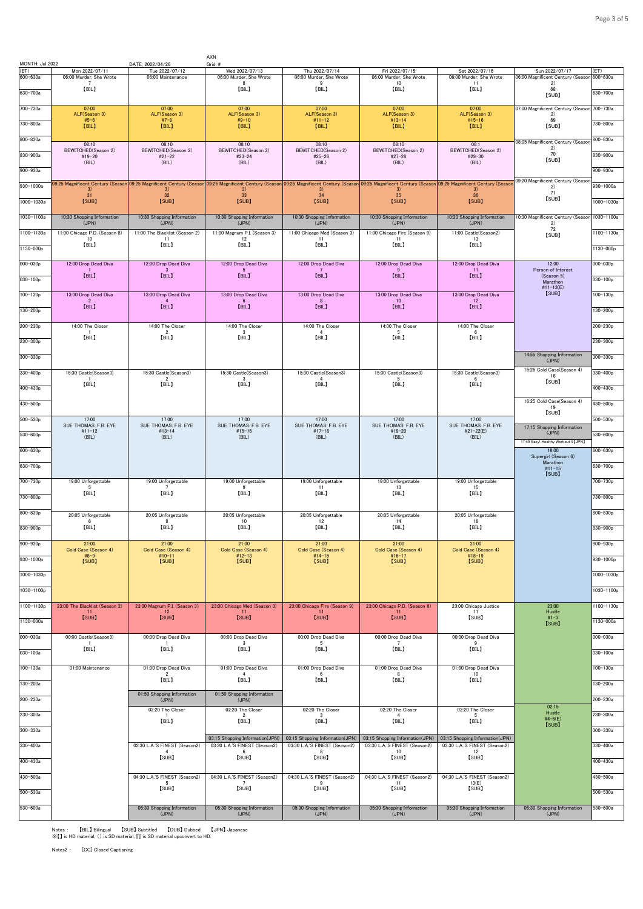MONTH: Jul 2022 | DATE: 2022/04/26 | AXN Grid: #

| (ET) | Mon 2022/07/11 | Tue 2022/07/12 | Wed 2022/07/13 | Thu 2022/07/14 | Fri 2022/07/15 | Sat 2022/07/16 | Sun 2022/07/17 | (ET) |
|---|---|---|---|---|---|---|---|---|
| 600~630a | 06:00 Murder, She Wrote 7 【BIL】 | 06:00 Maintenance | 06:00 Murder, She Wrote 8 【BIL】 | 06:00 Murder, She Wrote 9 【BIL】 | 06:00 Murder, She Wrote 10 【BIL】 | 06:00 Murder, She Wrote 11 【BIL】 | 06:00 Magnificent Century (Season 2) 68 【SUB】 | 600~630a |
| 630~700a | | | | | | | | 630~700a |
| 700~730a | 07:00 ALF(Season 3) #5-6 【BIL】 | 07:00 ALF(Season 3) #7-8 【BIL】 | 07:00 ALF(Season 3) #9-10 【BIL】 | 07:00 ALF(Season 3) #11-12 【BIL】 | 07:00 ALF(Season 3) #13-14 【BIL】 | 07:00 ALF(Season 3) #15-16 【BIL】 | 07:00 Magnificent Century (Season 2) 69 【SUB】 | 700~730a |
| 730~800a | | | | | | | | 730~800a |
| 800~830a | 08:10 BEWITCHED(Season 2) #19-20 (BIL) | 08:10 BEWITCHED(Season 2) #21-22 (BIL) | 08:10 BEWITCHED(Season 2) #23-24 (BIL) | 08:10 BEWITCHED(Season 2) #25-26 (BIL) | 08:10 BEWITCHED(Season 2) #27-28 (BIL) | 08:1 BEWITCHED(Season 2) #29-30 (BIL) | 08:05 Magnificent Century (Season 2) 70 【SUB】 | 800~830a |
| 830~900a | | | | | | | | 830~900a |
| 900~930a | | | | | | | | 900~930a |
| 930~1000a | 09:25 Magnificent Century (Season 3) 31 【SUB】 | 09:25 Magnificent Century (Season 3) 32 【SUB】 | 09:25 Magnificent Century (Season 3) 33 【SUB】 | 09:25 Magnificent Century (Season 3) 34 【SUB】 | 09:25 Magnificent Century (Season 3) 35 【SUB】 | 09:25 Magnificent Century (Season 3) 36 【SUB】 | 09:20 Magnificent Century (Season 2) 71 【SUB】 | 930~1000a |
| 1000~1030a | | | | | | | | 1000~1030a |
| 1030~1100a | 10:30 Shopping Information (JPN) | 10:30 Shopping Information (JPN) | 10:30 Shopping Information (JPN) | 10:30 Shopping Information (JPN) | 10:30 Shopping Information (JPN) | 10:30 Shopping Information (JPN) | 10:30 Magnificent Century (Season 2) 72 【SUB】 | 1030~1100a |
| 1100~1130a | 11:00 Chicago P.D. (Season 8) 10 【BIL】 | 11:00 The Blacklist (Season 2) 11 【BIL】 | 11:00 Magnum P.I. (Season 3) 12 【BIL】 | 11:00 Chicago Med (Season 3) 11 【BIL】 | 11:00 Chicago Fire (Season 9) 11 【BIL】 | 11:00 Castle(Season2) 13 【BIL】 | | 1100~1130a |
| 1130~000p | | | | | | | | 1130~000p |
| 000~030p | 12:00 Drop Dead Diva 1 【BIL】 | 12:00 Drop Dead Diva 3 【BIL】 | 12:00 Drop Dead Diva 5 【BIL】 | 12:00 Drop Dead Diva 7 【BIL】 | 12:00 Drop Dead Diva 9 【BIL】 | 12:00 Drop Dead Diva 11 【BIL】 | 12:00 Person of Interest (Season 5) Marathon #11-13(E) 【SUB】 | 000~030p |
| 030~100p | | | | | | | | 030~100p |
| 100~130p | 13:00 Drop Dead Diva 2 【BIL】 | 13:00 Drop Dead Diva 4 【BIL】 | 13:00 Drop Dead Diva 6 【BIL】 | 13:00 Drop Dead Diva 8 【BIL】 | 13:00 Drop Dead Diva 10 【BIL】 | 13:00 Drop Dead Diva 12 【BIL】 | | 100~130p |
| 130~200p | | | | | | | | 130~200p |
| 200~230p | 14:00 The Closer 1 【BIL】 | 14:00 The Closer 2 【BIL】 | 14:00 The Closer 3 【BIL】 | 14:00 The Closer 4 【BIL】 | 14:00 The Closer 5 【BIL】 | 14:00 The Closer 6 【BIL】 | | 200~230p |
| 230~300p | | | | | | | | 230~300p |
| 300~330p | | | | | | | 14:55 Shopping Information (JPN) | 300~330p |
| 330~400p | 15:30 Castle(Season3) 1 【BIL】 | 15:30 Castle(Season3) 2 【BIL】 | 15:30 Castle(Season3) 3 【BIL】 | 15:30 Castle(Season3) 4 【BIL】 | 15:30 Castle(Season3) 5 【BIL】 | 15:30 Castle(Season3) 6 【BIL】 | 15:25 Cold Case(Season 4) 18 【SUB】 | 330~400p |
| 400~430p | | | | | | | | 400~430p |
| 430~500p | | | | | | | 16:25 Cold Case(Season 4) 19 【SUB】 | 430~500p |
| 500~530p | 17:00 SUE THOMAS: F.B. EYE #11-12 (BIL) | 17:00 SUE THOMAS: F.B. EYE #13-14 (BIL) | 17:00 SUE THOMAS: F.B. EYE #15-16 (BIL) | 17:00 SUE THOMAS: F.B. EYE #17-18 (BIL) | 17:00 SUE THOMAS: F.B. EYE #19-20 (BIL) | 17:00 SUE THOMAS: F.B. EYE #21-22(E) (BIL) | | 500~530p |
| 530~600p | | | | | | | 17:15 Shopping Information (JPN) / 17:45 Easy! Healthy Workout 9【JPN】 | 530~600p |
| 600~630p | | | | | | | 18:00 Supergirl (Season 6) Marathon #11-15 【SUB】 | 600~630p |
| 630~700p | | | | | | | | 630~700p |
| 700~730p | 19:00 Unforgettable 5 【BIL】 | 19:00 Unforgettable 7 【BIL】 | 19:00 Unforgettable 9 【BIL】 | 19:00 Unforgettable 11 【BIL】 | 19:00 Unforgettable 13 【BIL】 | 19:00 Unforgettable 15 【BIL】 | | 700~730p |
| 730~800p | | | | | | | | 730~800p |
| 800~830p | 20:05 Unforgettable 6 【BIL】 | 20:05 Unforgettable 8 【BIL】 | 20:05 Unforgettable 10 【BIL】 | 20:05 Unforgettable 12 【BIL】 | 20:05 Unforgettable 14 【BIL】 | 20:05 Unforgettable 16 【BIL】 | | 800~830p |
| 830~900p | | | | | | | | 830~900p |
| 900~930p | 21:00 Cold Case (Season 4) #8-9 【SUB】 | 21:00 Cold Case (Season 4) #10-11 【SUB】 | 21:00 Cold Case (Season 4) #12-13 【SUB】 | 21:00 Cold Case (Season 4) #14-15 【SUB】 | 21:00 Cold Case (Season 4) #16-17 【SUB】 | 21:00 Cold Case (Season 4) #18-19 【SUB】 | | 900~930p |
| 930~1000p | | | | | | | | 930~1000p |
| 1000~1030p | | | | | | | | 1000~1030p |
| 1030~1100p | | | | | | | | 1030~1100p |
| 1100~1130p | 23:00 The Blacklist (Season 2) 11 【SUB】 | 23:00 Magnum P.I. (Season 3) 12 【SUB】 | 23:00 Chicago Med (Season 3) 11 【SUB】 | 23:00 Chicago Fire (Season 9) 11 【SUB】 | 23:00 Chicago P.D. (Season 8) 11 【SUB】 | 23:00 Chicago Justice 11 【SUB】 | 23:00 Hustle #1-3 【SUB】 | 1100~1130p |
| 1130~000a | | | | | | | | 1130~000a |
| 000~030a | 00:00 Castle(Season3) 1 【BIL】 | 00:00 Drop Dead Diva 1 【BIL】 | 00:00 Drop Dead Diva 3 【BIL】 | 00:00 Drop Dead Diva 5 【BIL】 | 00:00 Drop Dead Diva 7 【BIL】 | 00:00 Drop Dead Diva 9 【BIL】 | | 000~030a |
| 030~100a | | | | | | | | 030~100a |
| 100~130a | 01:00 Maintenance | 01:00 Drop Dead Diva 2 【BIL】 | 01:00 Drop Dead Diva 4 【BIL】 | 01:00 Drop Dead Diva 6 【BIL】 | 01:00 Drop Dead Diva 8 【BIL】 | 01:00 Drop Dead Diva 10 【BIL】 | | 100~130a |
| 130~200a | | | | | | | | 130~200a |
| 200~230a | | 01:50 Shopping Information (JPN) | 01:50 Shopping Information (JPN) | | | | | 200~230a |
| 230~300a | | 02:20 The Closer 1 【BIL】 | 02:20 The Closer 2 【BIL】 | 02:20 The Closer 3 【BIL】 | 02:20 The Closer 4 【BIL】 | 02:20 The Closer 5 【BIL】 | 02:15 Hustle #4-6(E) 【SUB】 | 230~300a |
| 300~330a | | | 03:15 Shopping Information(JPN) | 03:15 Shopping Information(JPN) | 03:15 Shopping Information(JPN) | 03:15 Shopping Information(JPN) | | 300~330a |
| 330~400a | | 03:30 L.A.'S FINEST (Season2) 4 【SUB】 | 03:30 L.A.'S FINEST (Season2) 6 【SUB】 | 03:30 L.A.'S FINEST (Season2) 8 【SUB】 | 03:30 L.A.'S FINEST (Season2) 10 【SUB】 | 03:30 L.A.'S FINEST (Season2) 12 【SUB】 | | 330~400a |
| 400~430a | | | | | | | | 400~430a |
| 430~500a | | 04:30 L.A.'S FINEST (Season2) 5 【SUB】 | 04:30 L.A.'S FINEST (Season2) 7 【SUB】 | 04:30 L.A.'S FINEST (Season2) 9 【SUB】 | 04:30 L.A.'S FINEST (Season2) 11 【SUB】 | 04:30 L.A.'S FINEST (Season2) 13(E) 【SUB】 | | 430~500a |
| 500~530a | | | | | | | | 500~530a |
| 530~600a | | 05:30 Shopping Information (JPN) | 05:30 Shopping Information (JPN) | 05:30 Shopping Information (JPN) | 05:30 Shopping Information (JPN) | 05:30 Shopping Information (JPN) | 05:30 Shopping Information (JPN) | 530~600a |

Notes : 【BIL】 Bilingual 【SUB】 Subtitled 【DUB】 Dubbed 【JPN】 Japanese
※【】 is HD material, () is SD material, 『』 is SD material upconvert to HD.

Notes2 : [CC] Closed Captioning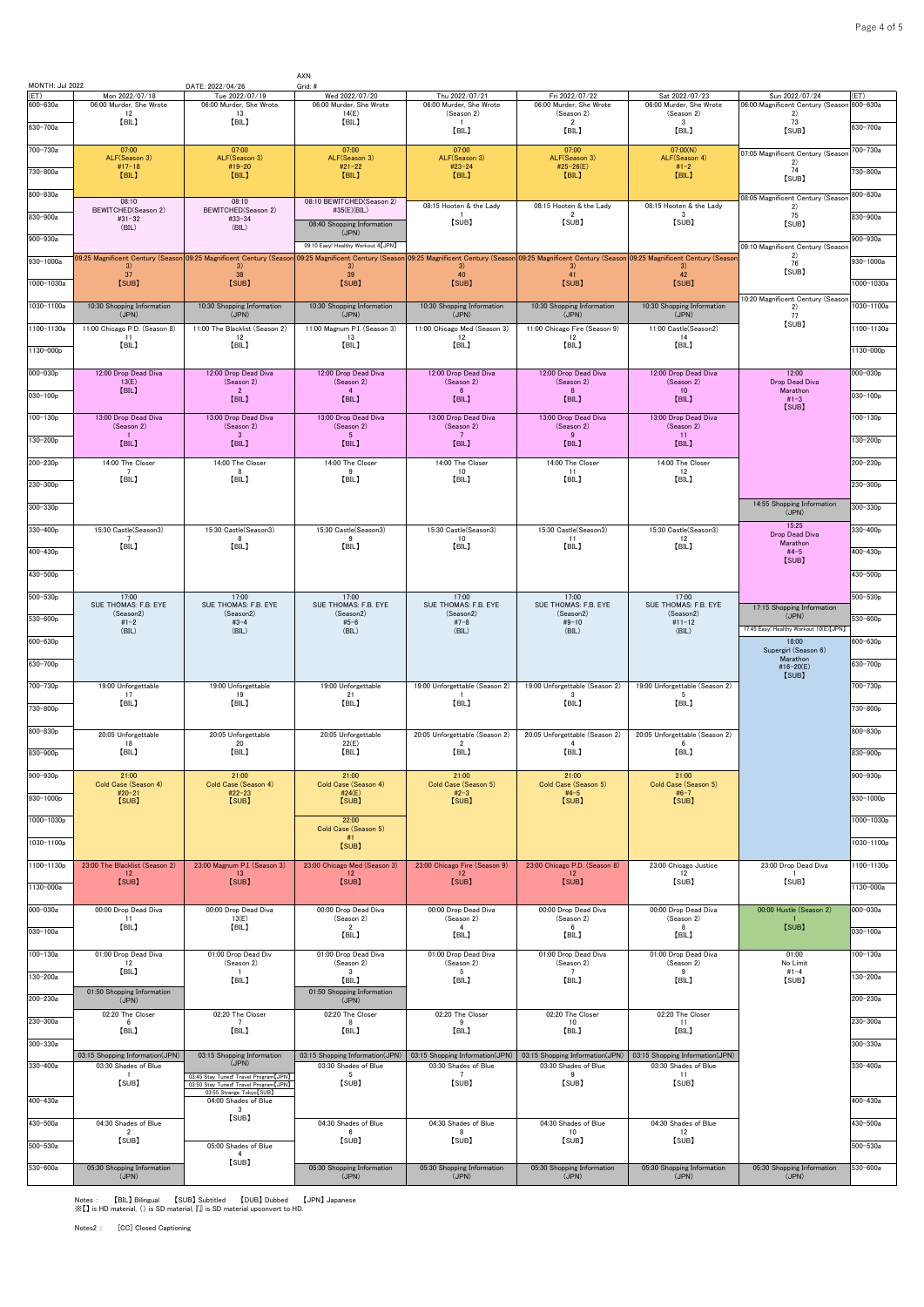MONTH: Jul 2022 DATE: 2022/04/26 AXN Grid: #

| (ET) | Mon 2022/07/18 | Tue 2022/07/19 | Wed 2022/07/20 | Thu 2022/07/21 | Fri 2022/07/22 | Sat 2022/07/23 | Sun 2022/07/24 | (ET) |
|---|---|---|---|---|---|---|---|---|
| 600~630a | 06:00 Murder, She Wrote 12 【BIL】 | 06:00 Murder, She Wrote 13 【BIL】 | 06:00 Murder, She Wrote 14(E) 【BIL】 | 06:00 Murder, She Wrote (Season 2) 1 【BIL】 | 06:00 Murder, She Wrote (Season 2) 2 【BIL】 | 06:00 Murder, She Wrote (Season 2) 3 【BIL】 | 06:00 Magnificent Century (Season 2) 73 【SUB】 | 600~630a |
| 630~700a | | | | | | | | 630~700a |
| 700~730a | 07:00 ALF(Season 3) #17-18 【BIL】 | 07:00 ALF(Season 3) #19-20 【BIL】 | 07:00 ALF(Season 3) #21-22 【BIL】 | 07:00 ALF(Season 3) #23-24 【BIL】 | 07:00 ALF(Season 3) #25-26(E) 【BIL】 | 07:00(N) ALF(Season 4) #1-2 【BIL】 | 07:05 Magnificent Century (Season 2) 74 【SUB】 | 700~730a |
| 730~800a | | | | | | | | 730~800a |
| 800~830a | 08:10 BEWITCHED(Season 2) #31-32 (BIL) | 08:10 BEWITCHED(Season 2) #33-34 (BIL) | 08:10 BEWITCHED(Season 2) #35(E)(BIL) | 08:15 Hooten & the Lady 1 【SUB】 | 08:15 Hooten & the Lady 2 【SUB】 | 08:15 Hooten & the Lady 3 【SUB】 | 08:05 Magnificent Century (Season 2) 75 【SUB】 | 800~830a |
| 830~900a | | | 08:40 Shopping Information (JPN) | | | | | 830~900a |
| 900~930a | | | 09:10 Easy! Healthy Workout 4【JPN】 | | | | 09:10 Magnificent Century (Season 2) 76 【SUB】 | 900~930a |
| 930~1000a | 09:25 Magnificent Century (Season 3) 37 【SUB】 | 09:25 Magnificent Century (Season 3) 38 【SUB】 | 09:25 Magnificent Century (Season 3) 39 【SUB】 | 09:25 Magnificent Century (Season 3) 40 【SUB】 | 09:25 Magnificent Century (Season 3) 41 【SUB】 | 09:25 Magnificent Century (Season 3) 42 【SUB】 | | 930~1000a |
| 1000~1030a | | | | | | | | 1000~1030a |
| 1030~1100a | 10:30 Shopping Information (JPN) | 10:30 Shopping Information (JPN) | 10:30 Shopping Information (JPN) | 10:30 Shopping Information (JPN) | 10:30 Shopping Information (JPN) | 10:30 Shopping Information (JPN) | 10:20 Magnificent Century (Season 2) 77 【SUB】 | 1030~1100a |
| 1100~1130a | 11:00 Chicago P.D. (Season 8) 11 【BIL】 | 11:00 The Blacklist (Season 2) 12 【BIL】 | 11:00 Magnum P.I. (Season 3) 13 【BIL】 | 11:00 Chicago Med (Season 3) 12 【BIL】 | 11:00 Chicago Fire (Season 9) 12 【BIL】 | 11:00 Castle(Season2) 14 【BIL】 | | 1100~1130a |
| 1130~000p | | | | | | | | 1130~000p |
| 000~030p | 12:00 Drop Dead Diva 13(E) 【BIL】 | 12:00 Drop Dead Diva (Season 2) 2 【BIL】 | 12:00 Drop Dead Diva (Season 2) 4 【BIL】 | 12:00 Drop Dead Diva (Season 2) 6 【BIL】 | 12:00 Drop Dead Diva (Season 2) 8 【BIL】 | 12:00 Drop Dead Diva (Season 2) 10 【BIL】 | 12:00 Drop Dead Diva Marathon #1-3 【SUB】 | 000~030p |
| 030~100p | | | | | | | | 030~100p |
| 100~130p | 13:00 Drop Dead Diva (Season 2) 1 【BIL】 | 13:00 Drop Dead Diva (Season 2) 3 【BIL】 | 13:00 Drop Dead Diva (Season 2) 5 【BIL】 | 13:00 Drop Dead Diva (Season 2) 7 【BIL】 | 13:00 Drop Dead Diva (Season 2) 9 【BIL】 | 13:00 Drop Dead Diva (Season 2) 11 【BIL】 | | 100~130p |
| 130~200p | | | | | | | | 130~200p |
| 200~230p | 14:00 The Closer 7 【BIL】 | 14:00 The Closer 8 【BIL】 | 14:00 The Closer 9 【BIL】 | 14:00 The Closer 10 【BIL】 | 14:00 The Closer 11 【BIL】 | 14:00 The Closer 12 【BIL】 | | 200~230p |
| 230~300p | | | | | | | | 230~300p |
| 300~330p | | | | | | | 14:55 Shopping Information (JPN) | 300~330p |
| 330~400p | 15:30 Castle(Season3) 7 【BIL】 | 15:30 Castle(Season3) 8 【BIL】 | 15:30 Castle(Season3) 9 【BIL】 | 15:30 Castle(Season3) 10 【BIL】 | 15:30 Castle(Season3) 11 【BIL】 | 15:30 Castle(Season3) 12 【BIL】 | 15:25 Drop Dead Diva Marathon #4-5 【SUB】 | 330~400p |
| 400~430p | | | | | | | | 400~430p |
| 430~500p | | | | | | | | 430~500p |
| 500~530p | 17:00 SUE THOMAS: F.B. EYE (Season2) #1-2 (BIL) | 17:00 SUE THOMAS: F.B. EYE (Season2) #3-4 (BIL) | 17:00 SUE THOMAS: F.B. EYE (Season2) #5-6 (BIL) | 17:00 SUE THOMAS: F.B. EYE (Season2) #7-8 (BIL) | 17:00 SUE THOMAS: F.B. EYE (Season2) #9-10 (BIL) | 17:00 SUE THOMAS: F.B. EYE (Season2) #11-12 (BIL) | 17:15 Shopping Information (JPN) | 500~530p |
| 530~600p | | | | | | | 17:45 Easy! Healthy Workout 10(E)【JPN】 | 530~600p |
| 600~630p | | | | | | | 18:00 Supergirl (Season 6) Marathon #16-20(E) 【SUB】 | 600~630p |
| 630~700p | | | | | | | | 630~700p |
| 700~730p | 19:00 Unforgettable 17 【BIL】 | 19:00 Unforgettable 19 【BIL】 | 19:00 Unforgettable 21 【BIL】 | 19:00 Unforgettable (Season 2) 1 【BIL】 | 19:00 Unforgettable (Season 2) 3 【BIL】 | 19:00 Unforgettable (Season 2) 5 【BIL】 | | 700~730p |
| 730~800p | | | | | | | | 730~800p |
| 800~830p | 20:05 Unforgettable 18 【BIL】 | 20:05 Unforgettable 20 【BIL】 | 20:05 Unforgettable 22(E) 【BIL】 | 20:05 Unforgettable (Season 2) 2 【BIL】 | 20:05 Unforgettable (Season 2) 4 【BIL】 | 20:05 Unforgettable (Season 2) 6 【BIL】 | | 800~830p |
| 830~900p | | | | | | | | 830~900p |
| 900~930p | 21:00 Cold Case (Season 4) #20-21 【SUB】 | 21:00 Cold Case (Season 4) #22-23 【SUB】 | 21:00 Cold Case (Season 4) #24(E) 【SUB】 | 21:00 Cold Case (Season 5) #2-3 【SUB】 | 21:00 Cold Case (Season 5) #4-5 【SUB】 | 21:00 Cold Case (Season 5) #6-7 【SUB】 | | 900~930p |
| 930~1000p | | | | | | | | 930~1000p |
| 1000~1030p | | | 22:00 Cold Case (Season 5) #1 【SUB】 | | | | | 1000~1030p |
| 1030~1100p | | | | | | | | 1030~1100p |
| 1100~1130p | 23:00 The Blacklist (Season 2) 12 【SUB】 | 23:00 Magnum P.I. (Season 3) 13 【SUB】 | 23:00 Chicago Med (Season 3) 12 【SUB】 | 23:00 Chicago Fire (Season 9) 12 【SUB】 | 23:00 Chicago P.D. (Season 8) 12 【SUB】 | 23:00 Chicago Justice 12 【SUB】 | 23:00 Drop Dead Diva 1 【SUB】 | 1100~1130p |
| 1130~000a | | | | | | | | 1130~000a |
| 000~030a | 00:00 Drop Dead Diva 11 【BIL】 | 00:00 Drop Dead Diva 13(E) 【BIL】 | 00:00 Drop Dead Diva (Season 2) 2 【BIL】 | 00:00 Drop Dead Diva (Season 2) 4 【BIL】 | 00:00 Drop Dead Diva (Season 2) 6 【BIL】 | 00:00 Drop Dead Diva (Season 2) 8 【BIL】 | 00:00 Hustle (Season 2) 1 【SUB】 | 000~030a |
| 030~100a | | | | | | | | 030~100a |
| 100~130a | 01:00 Drop Dead Diva 12 【BIL】 | 01:00 Drop Dead Div (Season 2) 1 【BIL】 | 01:00 Drop Dead Diva (Season 2) 3 【BIL】 | 01:00 Drop Dead Diva (Season 2) 5 【BIL】 | 01:00 Drop Dead Diva (Season 2) 7 【BIL】 | 01:00 Drop Dead Diva (Season 2) 9 【BIL】 | 01:00 No Limit #1-4 【SUB】 | 100~130a |
| 130~200a | | | | | | | | 130~200a |
| 200~230a | 01:50 Shopping Information (JPN) | | 01:50 Shopping Information (JPN) | | | | | 200~230a |
| 230~300a | 02:20 The Closer 6 【BIL】 | 02:20 The Closer 7 【BIL】 | 02:20 The Closer 8 【BIL】 | 02:20 The Closer 9 【BIL】 | 02:20 The Closer 10 【BIL】 | 02:20 The Closer 11 【BIL】 | | 230~300a |
| 300~330a | | | | | | | | 300~330a |
| 330~400a | 03:15 Shopping Information(JPN) 03:30 Shades of Blue 1 【SUB】 | 03:15 Shopping Information (JPN) 03:45 Stay Tuned! Travel Program【JPN】 03:50 Stay Tuned! Travel Program【JPN】 03:55 Strange Tokyo【SUB】 | 03:15 Shopping Information(JPN) 03:30 Shades of Blue 5 【SUB】 | 03:15 Shopping Information(JPN) 03:30 Shades of Blue 7 【SUB】 | 03:15 Shopping Information(JPN) 03:30 Shades of Blue 9 【SUB】 | 03:15 Shopping Information(JPN) 03:30 Shades of Blue 11 【SUB】 | | 330~400a |
| 400~430a | | 04:00 Shades of Blue 3 【SUB】 | | | | | | 400~430a |
| 430~500a | 04:30 Shades of Blue 2 【SUB】 | | 04:30 Shades of Blue 6 【SUB】 | 04:30 Shades of Blue 8 【SUB】 | 04:30 Shades of Blue 10 【SUB】 | 04:30 Shades of Blue 12 【SUB】 | | 430~500a |
| 500~530a | | 05:00 Shades of Blue 4 【SUB】 | | | | | | 500~530a |
| 530~600a | 05:30 Shopping Information (JPN) | | 05:30 Shopping Information (JPN) | 05:30 Shopping Information (JPN) | 05:30 Shopping Information (JPN) | 05:30 Shopping Information (JPN) | 05:30 Shopping Information (JPN) | 530~600a |

Notes : 【BIL】Bilingual 【SUB】Subtitled 【DUB】Dubbed 【JPN】Japanese
※【】is HD material, () is SD material, 『』is SD material upconvert to HD.

Notes2 : [CC] Closed Captioning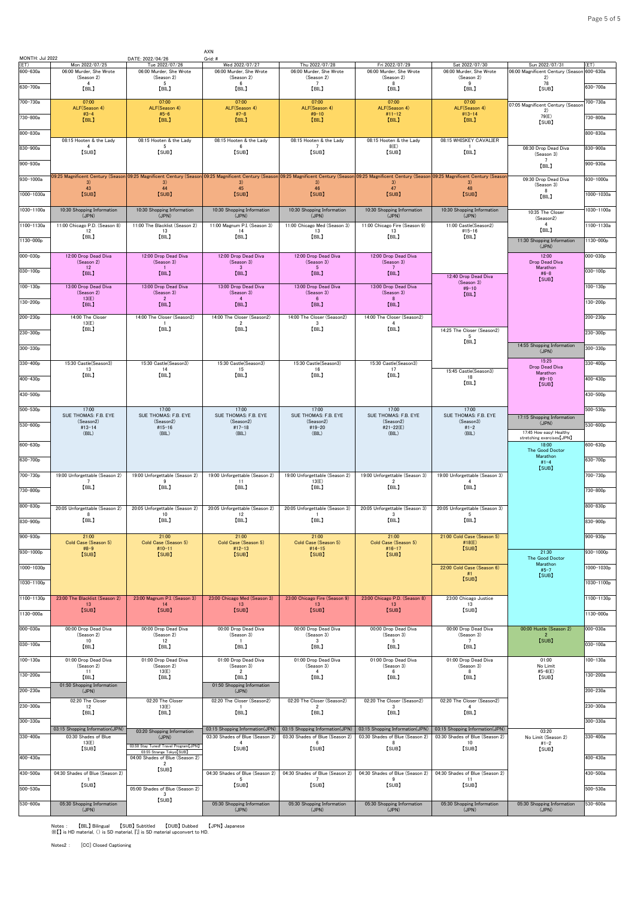MONTH: Jul 2022 DATE: 2022/04/26 AXN Grid: #

| (ET) | Mon 2022/07/25 | Tue 2022/07/26 | Wed 2022/07/27 | Thu 2022/07/28 | Fri 2022/07/29 | Sat 2022/07/30 | Sun 2022/07/31 | (ET) |
|---|---|---|---|---|---|---|---|---|
| 600-630a | 06:00 Murder, She Wrote (Season 2) 4 【BIL】 | 06:00 Murder, She Wrote (Season 2) 5 【BIL】 | 06:00 Murder, She Wrote (Season 2) 6 【BIL】 | 06:00 Murder, She Wrote (Season 2) 7 【BIL】 | 06:00 Murder, She Wrote (Season 2) 8 【BIL】 | 06:00 Murder, She Wrote (Season 2) 9 【BIL】 | 06:00 Magnificent Century (Season 2) 78 【SUB】 | 600-630a |
| 630-700a | | | | | | | | 630-700a |
| 700-730a | 07:00 ALF(Season 4) #3-4 【BIL】 | 07:00 ALF(Season 4) #5-6 【BIL】 | 07:00 ALF(Season 4) #7-8 【BIL】 | 07:00 ALF(Season 4) #9-10 【BIL】 | 07:00 ALF(Season 4) #11-12 【BIL】 | 07:00 ALF(Season 4) #13-14 【BIL】 | 07:05 Magnificent Century (Season 2) 79(E) 【SUB】 | 700-730a |
| 730-800a | | | | | | | | 730-800a |
| 800-830a | 08:15 Hooten & the Lady 4 【SUB】 | 08:15 Hooten & the Lady 5 【SUB】 | 08:15 Hooten & the Lady 6 【SUB】 | 08:15 Hooten & the Lady 7 【SUB】 | 08:15 Hooten & the Lady 8(E) 【SUB】 | 08:15 WHISKEY CAVALIER 1 【BIL】 | | 800-830a |
| 830-900a | | | | | | | 08:30 Drop Dead Diva (Season 3) 7 【BIL】 | 830-900a |
| 900-930a | | | | | | | | 900-930a |
| 930-1000a | 09:25 Magnificent Century (Season 3) 43 【SUB】 | 09:25 Magnificent Century (Season 3) 44 【SUB】 | 09:25 Magnificent Century (Season 3) 45 【SUB】 | 09:25 Magnificent Century (Season 3) 46 【SUB】 | 09:25 Magnificent Century (Season 3) 47 【SUB】 | 09:25 Magnificent Century (Season 3) 48 【SUB】 | 09:30 Drop Dead Diva (Season 3) 8 【BIL】 | 930-1000a |
| 1000-1030a | | | | | | | | 1000-1030a |
| 1030-1100a | 10:30 Shopping Information (JPN) | 10:30 Shopping Information (JPN) | 10:30 Shopping Information (JPN) | 10:30 Shopping Information (JPN) | 10:30 Shopping Information (JPN) | 10:30 Shopping Information (JPN) | 10:35 The Closer (Season2) 4 【BIL】 | 1030-1100a |
| 1100-1130a | 11:00 Chicago P.D. (Season 8) 12 【BIL】 | 11:00 The Blacklist (Season 2) 13 【BIL】 | 11:00 Magnum P.I. (Season 3) 14 【BIL】 | 11:00 Chicago Med (Season 3) 13 【BIL】 | 11:00 Chicago Fire (Season 9) 13 【BIL】 | 11:00 Castle(Season2) #15-16 【BIL】 | | 1100-1130a |
| 1130-000p | | | | | | | 11:30 Shopping Information (JPN) | 1130-000p |
| 000-030p | 12:00 Drop Dead Diva (Season 2) 12 【BIL】 | 12:00 Drop Dead Diva (Season 3) 1 【BIL】 | 12:00 Drop Dead Diva (Season 3) 3 【BIL】 | 12:00 Drop Dead Diva (Season 3) 5 【BIL】 | 12:00 Drop Dead Diva (Season 3) 7 【BIL】 | | 12:00 Drop Dead Diva Marathon #6-8 【SUB】 | 000-030p |
| 030-100p | | | | | | 12:40 Drop Dead Diva (Season 3) #9-10 【BIL】 | | 030-100p |
| 100-130p | 13:00 Drop Dead Diva (Season 2) 13(E) 【BIL】 | 13:00 Drop Dead Diva (Season 3) 2 【BIL】 | 13:00 Drop Dead Diva (Season 3) 4 【BIL】 | 13:00 Drop Dead Diva (Season 3) 6 【BIL】 | 13:00 Drop Dead Diva (Season 3) 8 【BIL】 | | | 100-130p |
| 130-200p | | | | | | | | 130-200p |
| 200-230p | 14:00 The Closer 13(E) 【BIL】 | 14:00 The Closer (Season2) 1 【BIL】 | 14:00 The Closer (Season2) 2 【BIL】 | 14:00 The Closer (Season2) 3 【BIL】 | 14:00 The Closer (Season2) 4 【BIL】 | | | 200-230p |
| 230-300p | | | | | | 14:25 The Closer (Season2) 5 【BIL】 | | 230-300p |
| 300-330p | | | | | | | 14:55 Shopping Information (JPN) | 300-330p |
| 330-400p | 15:30 Castle(Season3) 13 【BIL】 | 15:30 Castle(Season3) 14 【BIL】 | 15:30 Castle(Season3) 15 【BIL】 | 15:30 Castle(Season3) 16 【BIL】 | 15:30 Castle(Season3) 17 【BIL】 | | 15:25 Drop Dead Diva Marathon #9-10 【SUB】 | 330-400p |
| 400-430p | | | | | | 15:45 Castle(Season3) 18 【BIL】 | | 400-430p |
| 430-500p | | | | | | | | 430-500p |
| 500-530p | 17:00 SUE THOMAS: F.B. EYE (Season2) #13-14 (BIL) | 17:00 SUE THOMAS: F.B. EYE (Season2) #15-16 (BIL) | 17:00 SUE THOMAS: F.B. EYE (Season2) #17-18 (BIL) | 17:00 SUE THOMAS: F.B. EYE (Season2) #19-20 (BIL) | 17:00 SUE THOMAS: F.B. EYE (Season2) #21-22(E) (BIL) | 17:00 SUE THOMAS: F.B. EYE (Season3) #1-2 (BIL) | 17:15 Shopping Information (JPN) | 500-530p |
| 530-600p | | | | | | | 17:45 How easy! Healthy stretching exercises【JPN】 | 530-600p |
| 600-630p | | | | | | | 18:00 The Good Doctor Marathon #1-4 【SUB】 | 600-630p |
| 630-700p | | | | | | | | 630-700p |
| 700-730p | 19:00 Unforgettable (Season 2) 7 【BIL】 | 19:00 Unforgettable (Season 2) 9 【BIL】 | 19:00 Unforgettable (Season 2) 11 【BIL】 | 19:00 Unforgettable (Season 2) 13(E) 【BIL】 | 19:00 Unforgettable (Season 3) 2 【BIL】 | 19:00 Unforgettable (Season 3) 4 【BIL】 | | 700-730p |
| 730-800p | | | | | | | | 730-800p |
| 800-830p | 20:05 Unforgettable (Season 2) 8 【BIL】 | 20:05 Unforgettable (Season 2) 10 【BIL】 | 20:05 Unforgettable (Season 2) 12 【BIL】 | 20:05 Unforgettable (Season 3) 1 【BIL】 | 20:05 Unforgettable (Season 3) 3 【BIL】 | 20:05 Unforgettable (Season 3) 5 【BIL】 | | 800-830p |
| 830-900p | | | | | | | | 830-900p |
| 900-930p | 21:00 Cold Case (Season 5) #8-9 【SUB】 | 21:00 Cold Case (Season 5) #10-11 【SUB】 | 21:00 Cold Case (Season 5) #12-13 【SUB】 | 21:00 Cold Case (Season 5) #14-15 【SUB】 | 21:00 Cold Case (Season 5) #16-17 【SUB】 | 21:00 Cold Case (Season 5) #18(E) 【SUB】 | | 900-930p |
| 930-1000p | | | | | | | 21:30 The Good Doctor Marathon #5-7 【SUB】 | 930-1000p |
| 1000-1030p | | | | | | 22:00 Cold Case (Season 6) #1 【SUB】 | | 1000-1030p |
| 1030-1100p | | | | | | | | 1030-1100p |
| 1100-1130p | 23:00 The Blacklist (Season 2) 13 【SUB】 | 23:00 Magnum P.I. (Season 3) 14 【SUB】 | 23:00 Chicago Med (Season 3) 13 【SUB】 | 23:00 Chicago Fire (Season 9) 13 【SUB】 | 23:00 Chicago P.D. (Season 8) 13 【SUB】 | 23:00 Chicago Justice 13 【SUB】 | | 1100-1130p |
| 1130-000a | | | | | | | | 1130-000a |
| 000-030a | 00:00 Drop Dead Diva (Season 2) 10 【BIL】 | 00:00 Drop Dead Diva (Season 2) 12 【BIL】 | 00:00 Drop Dead Diva (Season 3) 1 【BIL】 | 00:00 Drop Dead Diva (Season 3) 3 【BIL】 | 00:00 Drop Dead Diva (Season 3) 5 【BIL】 | 00:00 Drop Dead Diva (Season 3) 7 【BIL】 | 00:00 Hustle (Season 2) 2 【SUB】 | 000-030a |
| 030-100a | | | | | | | | 030-100a |
| 100-130a | 01:00 Drop Dead Diva (Season 2) 11 【BIL】 | 01:00 Drop Dead Diva (Season 2) 13(E) 【BIL】 | 01:00 Drop Dead Diva (Season 3) 2 【BIL】 | 01:00 Drop Dead Diva (Season 3) 4 【BIL】 | 01:00 Drop Dead Diva (Season 3) 6 【BIL】 | 01:00 Drop Dead Diva (Season 3) 8 【BIL】 | 01:00 No Limit #5-6(E) 【SUB】 | 100-130a |
| 130-200a | 01:50 Shopping Information (JPN) | | 01:50 Shopping Information (JPN) | | | | | 130-200a |
| 200-230a | 02:20 The Closer 12 【BIL】 | 02:20 The Closer 13(E) 【BIL】 | 02:20 The Closer (Season2) 1 【BIL】 | 02:20 The Closer (Season2) 2 【BIL】 | 02:20 The Closer (Season2) 3 【BIL】 | 02:20 The Closer (Season2) 4 【BIL】 | | 200-230a |
| 230-300a | | | | | | | | 230-300a |
| 300-330a | 03:15 Shopping Information(JPN) | 03:20 Shopping Information (JPN) | 03:15 Shopping Information(JPN) | 03:15 Shopping Information(JPN) | 03:15 Shopping Information(JPN) | 03:15 Shopping Information(JPN) | | 300-330a |
| 330-400a | 03:30 Shades of Blue 13(E) 【SUB】 | 03:30 Stay Tuned: Travel Program【JPN】 03:55 Strange Tokyo【SUB】 | 03:30 Shades of Blue (Season 2) 4 【SUB】 | 03:30 Shades of Blue (Season 2) 6 【SUB】 | 03:30 Shades of Blue (Season 2) 8 【SUB】 | 03:30 Shades of Blue (Season 2) 10 【SUB】 | 03:20 No Limit (Season 2) #1-2 【SUB】 | 330-400a |
| 400-430a | | 04:00 Shades of Blue (Season 2) 2 【SUB】 | | | | | | 400-430a |
| 430-500a | 04:30 Shades of Blue (Season 2) 1 【SUB】 | | 04:30 Shades of Blue (Season 2) 5 【SUB】 | 04:30 Shades of Blue (Season 2) 7 【SUB】 | 04:30 Shades of Blue (Season 2) 9 【SUB】 | 04:30 Shades of Blue (Season 2) 11 【SUB】 | | 430-500a |
| 500-530a | | 05:00 Shades of Blue (Season 2) 3 【SUB】 | | | | | | 500-530a |
| 530-600a | 05:30 Shopping Information (JPN) | | 05:30 Shopping Information (JPN) | 05:30 Shopping Information (JPN) | 05:30 Shopping Information (JPN) | 05:30 Shopping Information (JPN) | 05:30 Shopping Information (JPN) | 530-600a |

Notes： 【BIL】Bilingual 【SUB】Subtitled 【DUB】Dubbed 【JPN】Japanese
※【】 is HD material, () is SD material, 『』 is SD material upconvert to HD.

Notes2： [CC] Closed Captioning